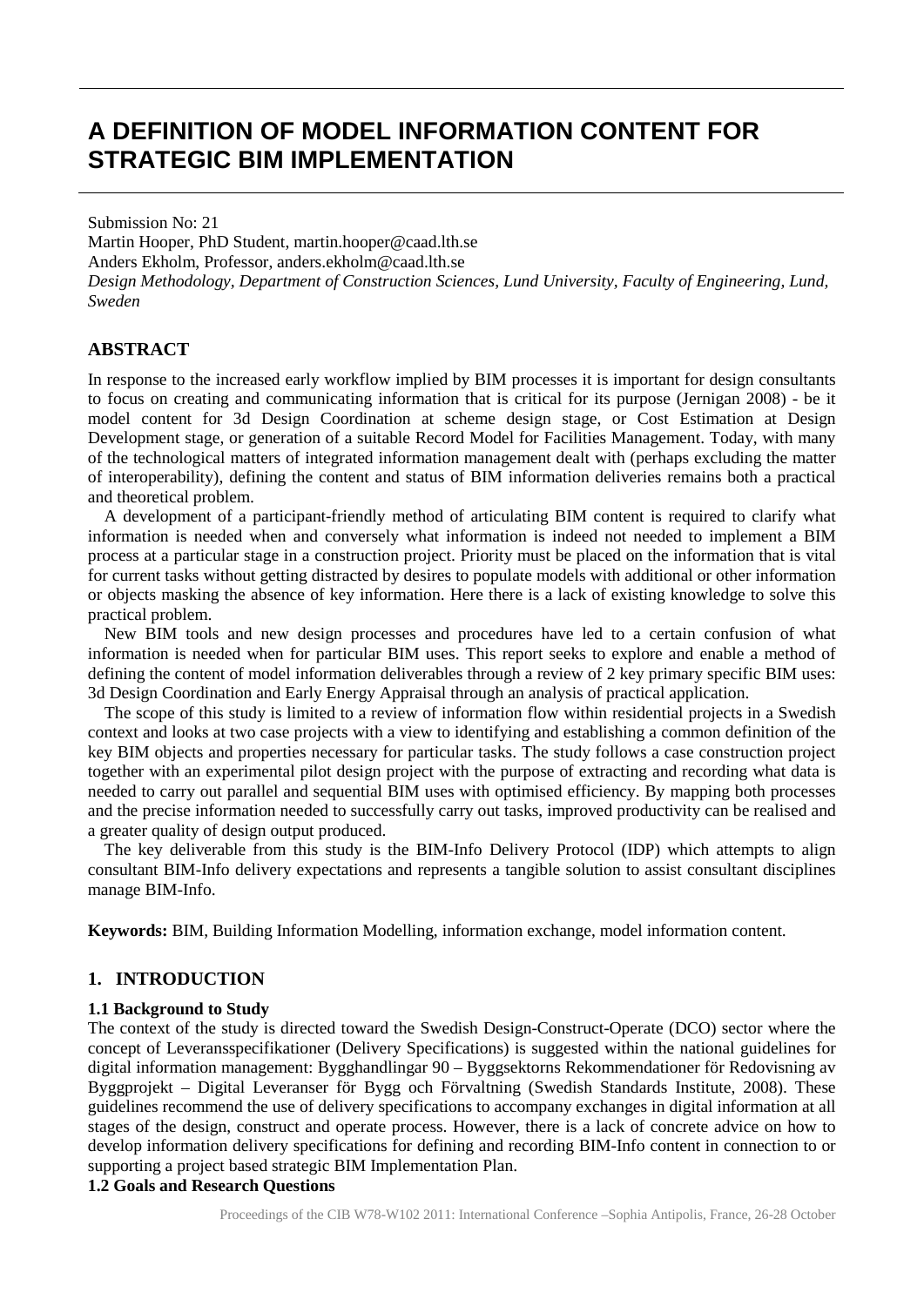# A DEFINITION OF MODEL INFORMATION CONTENT FOR STRATEGIC BIM IMPLEMENTATION

Submission No: 21

Martin Hooper, PhD Student, martin.hooper@caad.lth.se

Anders Ekholm, Professor, anders.ekholm@caad.lth.se

*Design Methodology, Department of Construction Sciences, Lund University, Faculty of Engineering, Lund, Sweden*

## ABSTRACT

In response to the increased early workflow implied by BIM processes it is important for design consultants to focus on creating and communicating information that is critical for its purpose (Jernigan 2008) - be it model content for 3d Design Coordination at scheme design stage, or Cost Estimation at Design Development stage, or generation of a suitable Record Model for Facilities Management. Today, with many of the technological matters of integrated information management dealt with (perhaps excluding the matter of interoperability), defining the content and status of BIM information deliveries remains both a practical and theoretical problem.

A development of a participant-friendly method of articulating BIM content is required to clarify what information is needed when and conversely what information is indeed not needed to implement a BIM process at a particular stage in a construction project. Priority must be placed on the information that is vital for current tasks without getting distracted by desires to populate models with additional or other information or objects masking the absence of key information. Here there is a lack of existing knowledge to solve this practical problem.

New BIM tools and new design processes and procedures have led to a certain confusion of what information is needed when for particular BIM uses. This report seeks to explore and enable a method of defining the content of model information deliverables through a review of 2 key primary specific BIM uses: 3d Design Coordination and Early Energy Appraisal through an analysis of practical application.

The scope of this study is limited to a review of information flow within residential projects in a Swedish context and looks at two case projects with a view to identifying and establishing a common definition of the key BIM objects and properties necessary for particular tasks. The study follows a case construction project together with an experimental pilot design project with the purpose of extracting and recording what data is needed to carry out parallel and sequential BIM uses with optimised efficiency. By mapping both processes and the precise information needed to successfully carry out tasks, improved productivity can be realised and a greater quality of design output produced.

The key deliverable from this study is the BIM-Info Delivery Protocol (IDP) which attempts to align consultant BIM-Info delivery expectations and represents a tangible solution to assist consultant disciplines manage BIM-Info.

**Keywords:** BIM, Building Information Modelling, information exchange, model information content.

## 1. INTRODUCTION

### 1.1 Background to Study

The context of the study is directed toward the Swedish Design-Construct-Operate (DCO) sector where the concept of Leveranssspecifikationer (Delivery Specifications) is suggested within the national guidelines for digital information management: Bygghandlingar 90 – Byggsektorns Rekommendationer för Redovisning av Byggprojekt – Digital Leveranser för Bygg och Förvaltning (Swedish Standards Institute, 2008). These guidelines recommend the use of delivery specifications to accompany exchanges in digital information at all stages of the design, construct and operate process. However, there is a lack of concrete advice on how to develop information delivery specifications for defining and recording BIM-Info content in connection to or supporting a project based strategic BIM Implementation Plan.

### 1.2 Goals and Research Questions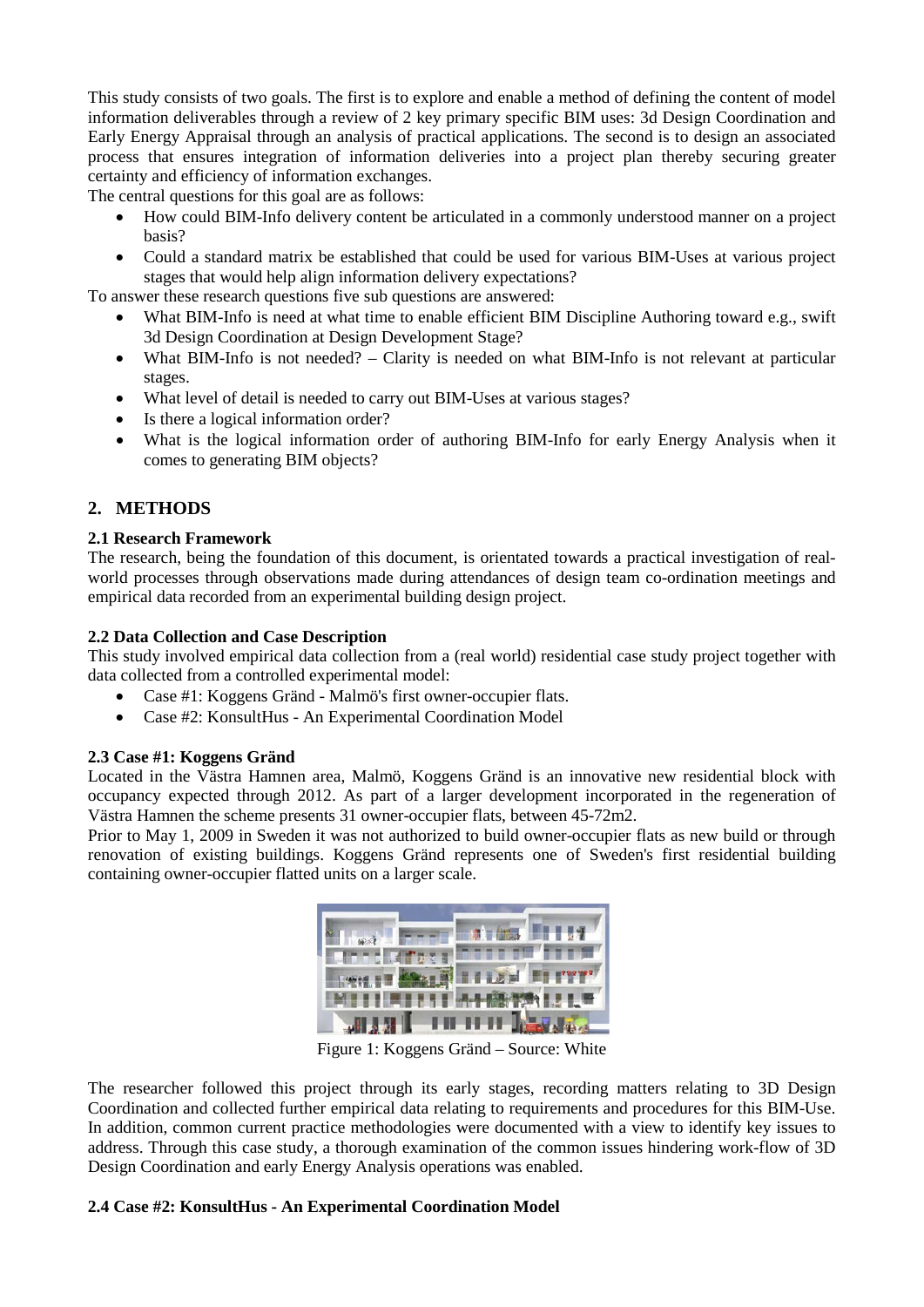This study consists of two goals. The first is to explore and enable a method of defining the content of model information deliverables through a review of 2 key primary specific BIM uses: 3d Design Coordination and Early Energy Appraisal through an analysis of practical applications. The second is to design an associated process that ensures integration of information deliveries into a project plan thereby securing greater certainty and efficiency of information exchanges.

The central questions for this goal are as follows:

- How could BIM-Info delivery content be articulated in a commonly understood manner on a project basis?
- Could a standard matrix be established that could be used for various BIM-Uses at various project stages that would help align information delivery expectations?

To answer these research questions five sub questions are answered:

- What BIM-Info is need at what time to enable efficient BIM Discipline Authoring toward e.g., swift 3d Design Coordination at Design Development Stage?
- What BIM-Info is not needed? – Clarity is needed on what BIM-Info is not relevant at particular stages.
- What level of detail is needed to carry out BIM-Uses at various stages?
- Is there a logical information order?
- What is the logical information order of authoring BIM-Info for early Energy Analysis when it comes to generating BIM objects?

## 2. METHODS

### 2.1 Research Framework

The research, being the foundation of this document, is orientated towards a practical investigation of real-world processes through observations made during attendances of design team co-ordination meetings and empirical data recorded from an experimental building design project.

### 2.2 Data Collection and Case Description

This study involved empirical data collection from a (real world) residential case study project together with data collected from a controlled experimental model:

- Case #1: Koggens Gränd - Malmö's first owner-occupier flats.
- Case #2: KonsultHus - An Experimental Coordination Model

### 2.3 Case #1: Koggens Gränd

Located in the Västra Hamnen area, Malmö, Koggens Gränd is an innovative new residential block with occupancy expected through 2012. As part of a larger development incorporated in the regeneration of Västra Hamnen the scheme presents 31 owner-occupier flats, between 45-72m2.

Prior to May 1, 2009 in Sweden it was not authorized to build owner-occupier flats as new build or through renovation of existing buildings. Koggens Gränd represents one of Sweden's first residential building containing owner-occupier flatted units on a larger scale.

Figure 1: Koggens Gränd – Source: White

The researcher followed this project through its early stages, recording matters relating to 3D Design Coordination and collected further empirical data relating to requirements and procedures for this BIM-Use. In addition, common current practice methodologies were documented with a view to identify key issues to address. Through this case study, a thorough examination of the common issues hindering work-flow of 3D Design Coordination and early Energy Analysis operations was enabled.

### 2.4 Case #2: KonsultHus - An Experimental Coordination Model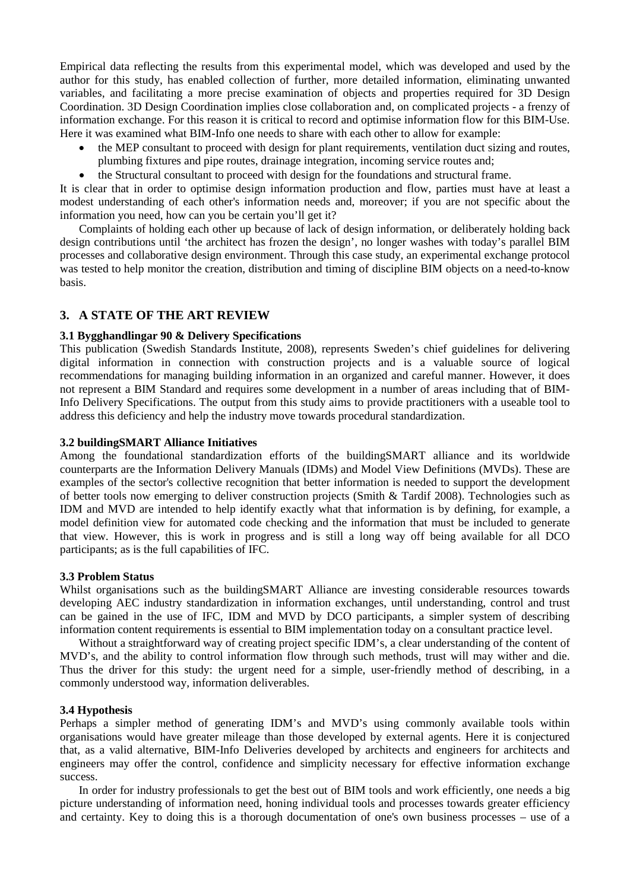Empirical data reflecting the results from this experimental model, which was developed and used by the author for this study, has enabled collection of further, more detailed information, eliminating unwanted variables, and facilitating a more precise examination of objects and properties required for 3D Design Coordination. 3D Design Coordination implies close collaboration and, on complicated projects - a frenzy of information exchange. For this reason it is critical to record and optimise information flow for this BIM-Use. Here it was examined what BIM-Info one needs to share with each other to allow for example:

- the MEP consultant to proceed with design for plant requirements, ventilation duct sizing and routes, plumbing fixtures and pipe routes, drainage integration, incoming service routes and;
- the Structural consultant to proceed with design for the foundations and structural frame.

It is clear that in order to optimise design information production and flow, parties must have at least a modest understanding of each other's information needs and, moreover; if you are not specific about the information you need, how can you be certain you'll get it?

Complaints of holding each other up because of lack of design information, or deliberately holding back design contributions until 'the architect has frozen the design', no longer washes with today's parallel BIM processes and collaborative design environment. Through this case study, an experimental exchange protocol was tested to help monitor the creation, distribution and timing of discipline BIM objects on a need-to-know basis.

## 3. A STATE OF THE ART REVIEW

### 3.1 Bygghandlingar 90 & Delivery Specifications

This publication (Swedish Standards Institute, 2008), represents Sweden's chief guidelines for delivering digital information in connection with construction projects and is a valuable source of logical recommendations for managing building information in an organized and careful manner. However, it does not represent a BIM Standard and requires some development in a number of areas including that of BIM-Info Delivery Specifications. The output from this study aims to provide practitioners with a useable tool to address this deficiency and help the industry move towards procedural standardization.

### 3.2 buildingSMART Alliance Initiatives

Among the foundational standardization efforts of the buildingSMART alliance and its worldwide counterparts are the Information Delivery Manuals (IDMs) and Model View Definitions (MVDs). These are examples of the sector's collective recognition that better information is needed to support the development of better tools now emerging to deliver construction projects (Smith & Tardif 2008). Technologies such as IDM and MVD are intended to help identify exactly what that information is by defining, for example, a model definition view for automated code checking and the information that must be included to generate that view. However, this is work in progress and is still a long way off being available for all DCO participants; as is the full capabilities of IFC.

### 3.3 Problem Status

Whilst organisations such as the buildingSMART Alliance are investing considerable resources towards developing AEC industry standardization in information exchanges, until understanding, control and trust can be gained in the use of IFC, IDM and MVD by DCO participants, a simpler system of describing information content requirements is essential to BIM implementation today on a consultant practice level.

Without a straightforward way of creating project specific IDM's, a clear understanding of the content of MVD's, and the ability to control information flow through such methods, trust will may wither and die. Thus the driver for this study: the urgent need for a simple, user-friendly method of describing, in a commonly understood way, information deliverables.

### 3.4 Hypothesis

Perhaps a simpler method of generating IDM's and MVD's using commonly available tools within organisations would have greater mileage than those developed by external agents. Here it is conjectured that, as a valid alternative, BIM-Info Deliveries developed by architects and engineers for architects and engineers may offer the control, confidence and simplicity necessary for effective information exchange success.

In order for industry professionals to get the best out of BIM tools and work efficiently, one needs a big picture understanding of information need, honing individual tools and processes towards greater efficiency and certainty. Key to doing this is a thorough documentation of one's own business processes – use of a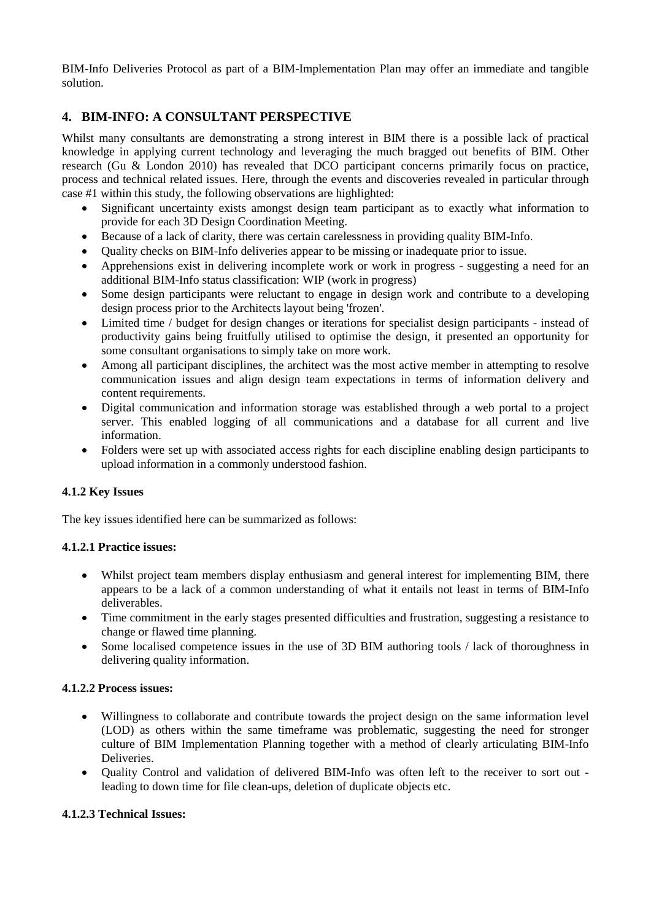BIM-Info Deliveries Protocol as part of a BIM-Implementation Plan may offer an immediate and tangible solution.

## 4. BIM-INFO: A CONSULTANT PERSPECTIVE

Whilst many consultants are demonstrating a strong interest in BIM there is a possible lack of practical knowledge in applying current technology and leveraging the much bragged out benefits of BIM. Other research (Gu & London 2010) has revealed that DCO participant concerns primarily focus on practice, process and technical related issues. Here, through the events and discoveries revealed in particular through case #1 within this study, the following observations are highlighted:

- Significant uncertainty exists amongst design team participant as to exactly what information to provide for each 3D Design Coordination Meeting.
- Because of a lack of clarity, there was certain carelessness in providing quality BIM-Info.
- Quality checks on BIM-Info deliveries appear to be missing or inadequate prior to issue.
- Apprehensions exist in delivering incomplete work or work in progress - suggesting a need for an additional BIM-Info status classification: WIP (work in progress)
- Some design participants were reluctant to engage in design work and contribute to a developing design process prior to the Architects layout being 'frozen'.
- Limited time / budget for design changes or iterations for specialist design participants - instead of productivity gains being fruitfully utilised to optimise the design, it presented an opportunity for some consultant organisations to simply take on more work.
- Among all participant disciplines, the architect was the most active member in attempting to resolve communication issues and align design team expectations in terms of information delivery and content requirements.
- Digital communication and information storage was established through a web portal to a project server. This enabled logging of all communications and a database for all current and live information.
- Folders were set up with associated access rights for each discipline enabling design participants to upload information in a commonly understood fashion.

### 4.1.2 Key Issues

The key issues identified here can be summarized as follows:

#### 4.1.2.1 Practice issues:

- Whilst project team members display enthusiasm and general interest for implementing BIM, there appears to be a lack of a common understanding of what it entails not least in terms of BIM-Info deliverables.
- Time commitment in the early stages presented difficulties and frustration, suggesting a resistance to change or flawed time planning.
- Some localised competence issues in the use of 3D BIM authoring tools / lack of thoroughness in delivering quality information.

#### 4.1.2.2 Process issues:

- Willingness to collaborate and contribute towards the project design on the same information level (LOD) as others within the same timeframe was problematic, suggesting the need for stronger culture of BIM Implementation Planning together with a method of clearly articulating BIM-Info Deliveries.
- Quality Control and validation of delivered BIM-Info was often left to the receiver to sort out - leading to down time for file clean-ups, deletion of duplicate objects etc.

#### 4.1.2.3 Technical Issues: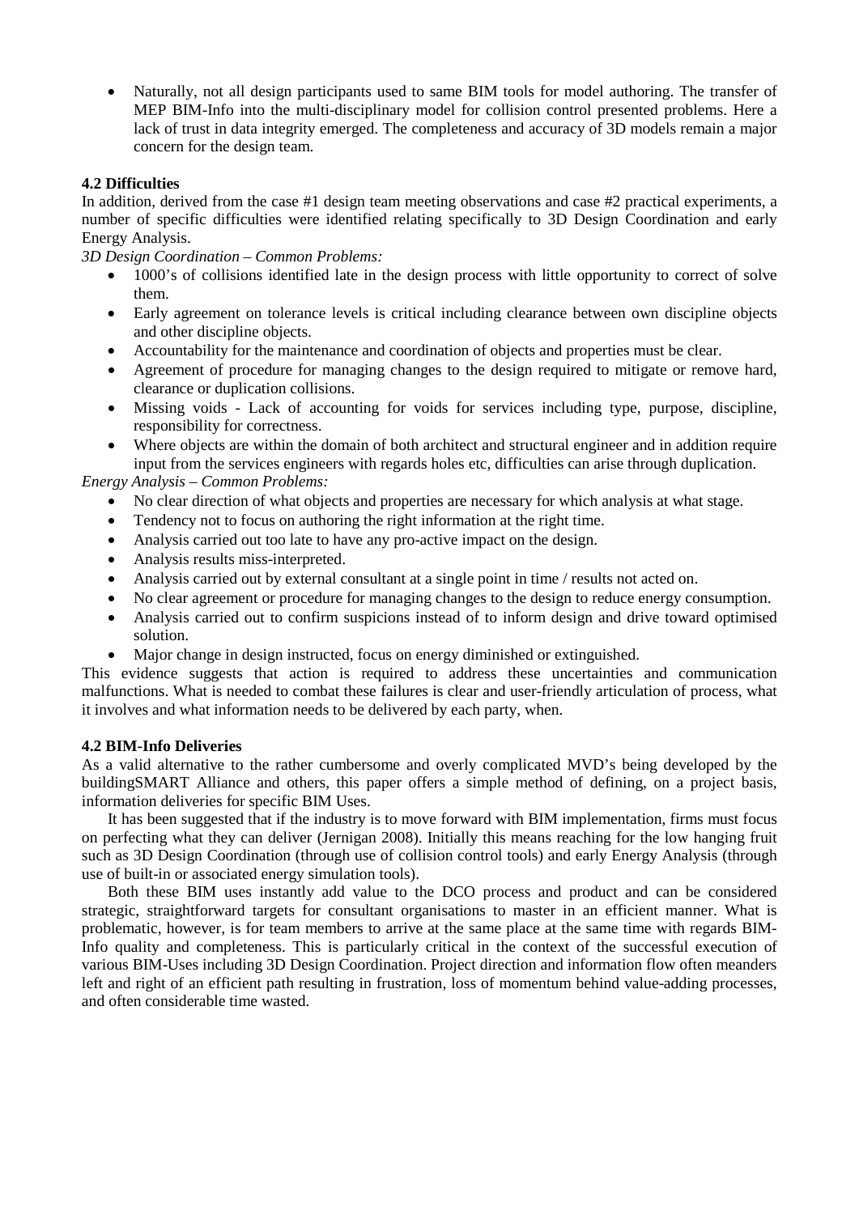- Naturally, not all design participants used to same BIM tools for model authoring. The transfer of MEP BIM-Info into the multi-disciplinary model for collision control presented problems. Here a lack of trust in data integrity emerged. The completeness and accuracy of 3D models remain a major concern for the design team.

### 4.2 Difficulties

In addition, derived from the case #1 design team meeting observations and case #2 practical experiments, a number of specific difficulties were identified relating specifically to 3D Design Coordination and early Energy Analysis.

*3D Design Coordination – Common Problems:*

- 1000's of collisions identified late in the design process with little opportunity to correct of solve them.
- Early agreement on tolerance levels is critical including clearance between own discipline objects and other discipline objects.
- Accountability for the maintenance and coordination of objects and properties must be clear.
- Agreement of procedure for managing changes to the design required to mitigate or remove hard, clearance or duplication collisions.
- Missing voids - Lack of accounting for voids for services including type, purpose, discipline, responsibility for correctness.
- Where objects are within the domain of both architect and structural engineer and in addition require input from the services engineers with regards holes etc, difficulties can arise through duplication.

*Energy Analysis – Common Problems:*

- No clear direction of what objects and properties are necessary for which analysis at what stage.
- Tendency not to focus on authoring the right information at the right time.
- Analysis carried out too late to have any pro-active impact on the design.
- Analysis results miss-interpreted.
- Analysis carried out by external consultant at a single point in time / results not acted on.
- No clear agreement or procedure for managing changes to the design to reduce energy consumption.
- Analysis carried out to confirm suspicions instead of to inform design and drive toward optimised solution.
- Major change in design instructed, focus on energy diminished or extinguished.

This evidence suggests that action is required to address these uncertainties and communication malfunctions. What is needed to combat these failures is clear and user-friendly articulation of process, what it involves and what information needs to be delivered by each party, when.

### 4.2 BIM-Info Deliveries

As a valid alternative to the rather cumbersome and overly complicated MVD's being developed by the buildingSMART Alliance and others, this paper offers a simple method of defining, on a project basis, information deliveries for specific BIM Uses.

It has been suggested that if the industry is to move forward with BIM implementation, firms must focus on perfecting what they can deliver (Jernigan 2008). Initially this means reaching for the low hanging fruit such as 3D Design Coordination (through use of collision control tools) and early Energy Analysis (through use of built-in or associated energy simulation tools).

Both these BIM uses instantly add value to the DCO process and product and can be considered strategic, straightforward targets for consultant organisations to master in an efficient manner. What is problematic, however, is for team members to arrive at the same place at the same time with regards BIM-Info quality and completeness. This is particularly critical in the context of the successful execution of various BIM-Uses including 3D Design Coordination. Project direction and information flow often meanders left and right of an efficient path resulting in frustration, loss of momentum behind value-adding processes, and often considerable time wasted.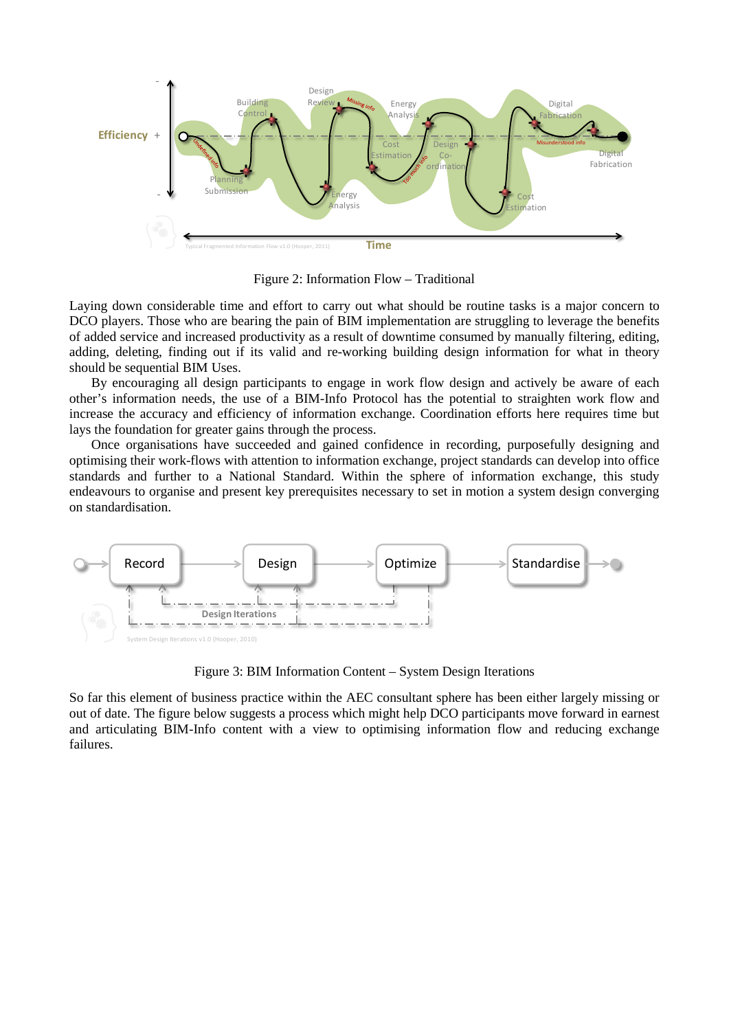Figure 2: Information Flow – Traditional

Laying down considerable time and effort to carry out what should be routine tasks is a major concern to DCO players. Those who are bearing the pain of BIM implementation are struggling to leverage the benefits of added service and increased productivity as a result of downtime consumed by manually filtering, editing, adding, deleting, finding out if its valid and re-working building design information for what in theory should be sequential BIM Uses.

By encouraging all design participants to engage in work flow design and actively be aware of each other's information needs, the use of a BIM-Info Protocol has the potential to straighten work flow and increase the accuracy and efficiency of information exchange. Coordination efforts here requires time but lays the foundation for greater gains through the process.

Once organisations have succeeded and gained confidence in recording, purposefully designing and optimising their work-flows with attention to information exchange, project standards can develop into office standards and further to a National Standard. Within the sphere of information exchange, this study endeavours to organise and present key prerequisites necessary to set in motion a system design converging on standardisation.

Figure 3: BIM Information Content – System Design Iterations

So far this element of business practice within the AEC consultant sphere has been either largely missing or out of date. The figure below suggests a process which might help DCO participants move forward in earnest and articulating BIM-Info content with a view to optimising information flow and reducing exchange failures.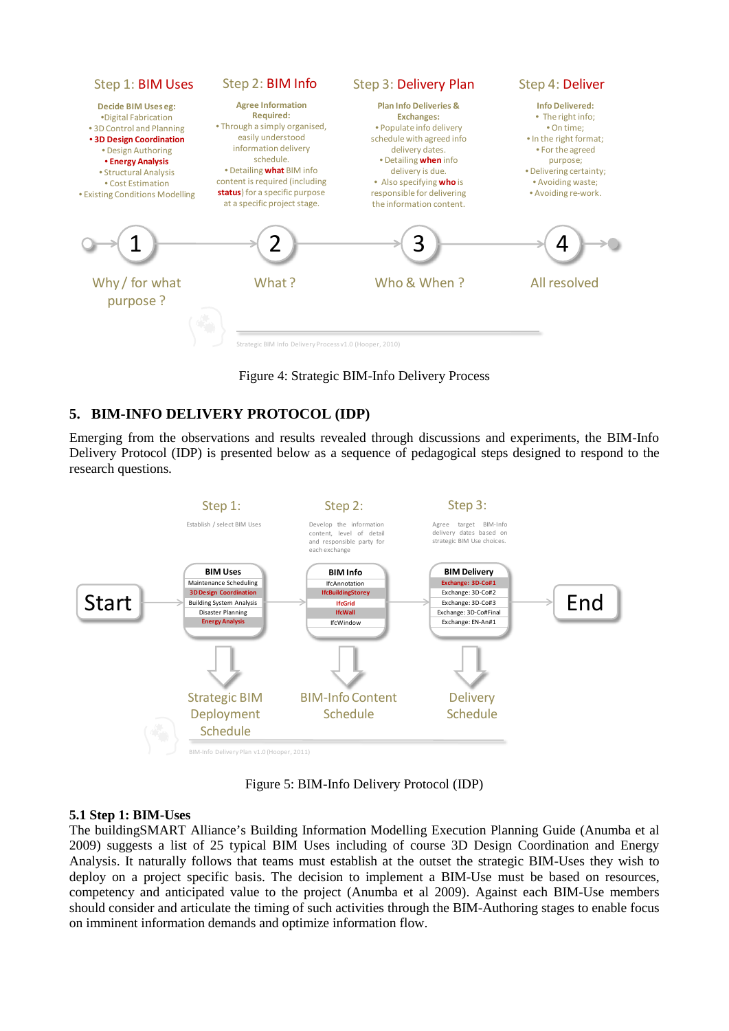Figure 4: Strategic BIM-Info Delivery Process

## 5. BIM-INFO DELIVERY PROTOCOL (IDP)

Emerging from the observations and results revealed through discussions and experiments, the BIM-Info Delivery Protocol (IDP) is presented below as a sequence of pedagogical steps designed to respond to the research questions.

Figure 5: BIM-Info Delivery Protocol (IDP)

### 5.1 Step 1: BIM-Uses

The buildingSMART Alliance's Building Information Modelling Execution Planning Guide (Anumba et al 2009) suggests a list of 25 typical BIM Uses including of course 3D Design Coordination and Energy Analysis. It naturally follows that teams must establish at the outset the strategic BIM-Uses they wish to deploy on a project specific basis. The decision to implement a BIM-Use must be based on resources, competency and anticipated value to the project (Anumba et al 2009). Against each BIM-Use members should consider and articulate the timing of such activities through the BIM-Authoring stages to enable focus on imminent information demands and optimize information flow.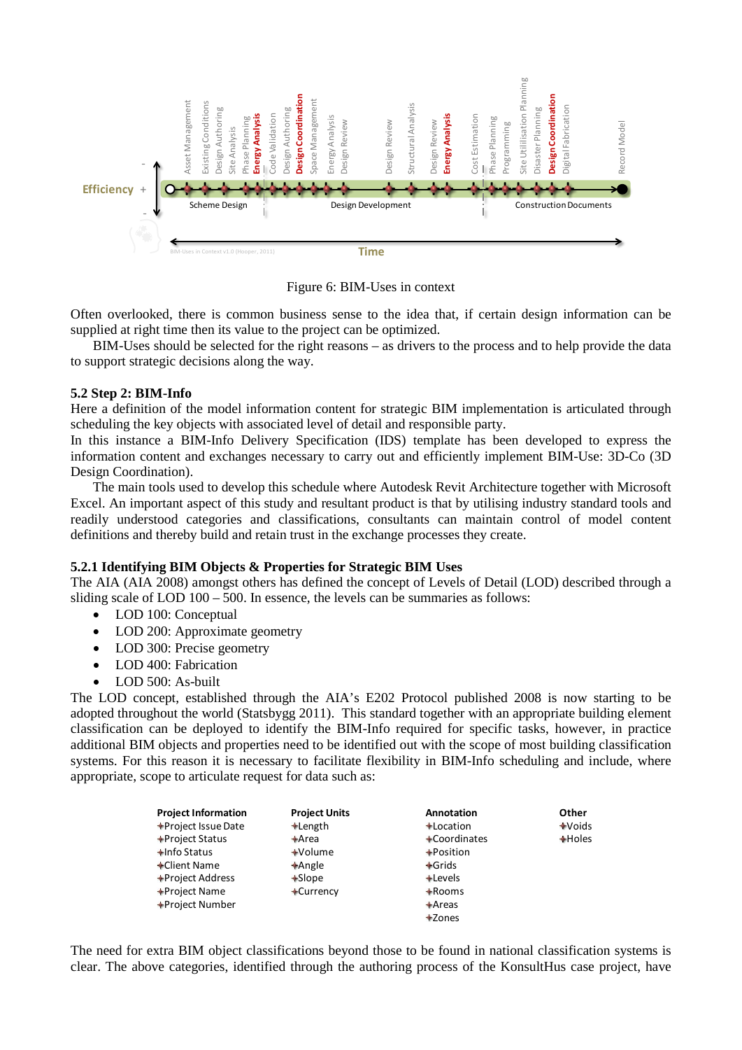Figure 6: BIM-Uses in context

Often overlooked, there is common business sense to the idea that, if certain design information can be supplied at right time then its value to the project can be optimized.

BIM-Uses should be selected for the right reasons – as drivers to the process and to help provide the data to support strategic decisions along the way.

### 5.2 Step 2: BIM-Info

Here a definition of the model information content for strategic BIM implementation is articulated through scheduling the key objects with associated level of detail and responsible party.

In this instance a BIM-Info Delivery Specification (IDS) template has been developed to express the information content and exchanges necessary to carry out and efficiently implement BIM-Use: 3D-Co (3D Design Coordination).

The main tools used to develop this schedule where Autodesk Revit Architecture together with Microsoft Excel. An important aspect of this study and resultant product is that by utilising industry standard tools and readily understood categories and classifications, consultants can maintain control of model content definitions and thereby build and retain trust in the exchange processes they create.

#### 5.2.1 Identifying BIM Objects & Properties for Strategic BIM Uses

The AIA (AIA 2008) amongst others has defined the concept of Levels of Detail (LOD) described through a sliding scale of LOD 100 – 500. In essence, the levels can be summaries as follows:

- LOD 100: Conceptual
- LOD 200: Approximate geometry
- LOD 300: Precise geometry
- LOD 400: Fabrication
- LOD 500: As-built

The LOD concept, established through the AIA's E202 Protocol published 2008 is now starting to be adopted throughout the world (Statsbygg 2011). This standard together with an appropriate building element classification can be deployed to identify the BIM-Info required for specific tasks, however, in practice additional BIM objects and properties need to be identified out with the scope of most building classification systems. For this reason it is necessary to facilitate flexibility in BIM-Info scheduling and include, where appropriate, scope to articulate request for data such as:

| **Project Information** | **Project Units** | **Annotation** | **Other** |
|---|---|---|---|
| Project Issue Date | Length | Location | Voids |
| Project Status | Area | Coordinates | Holes |
| Info Status | Volume | Position | |
| Client Name | Angle | Grids | |
| Project Address | Slope | Levels | |
| Project Name | Currency | Rooms | |
| Project Number | | Areas | |
| | | Zones | |

The need for extra BIM object classifications beyond those to be found in national classification systems is clear. The above categories, identified through the authoring process of the KonsultHus case project, have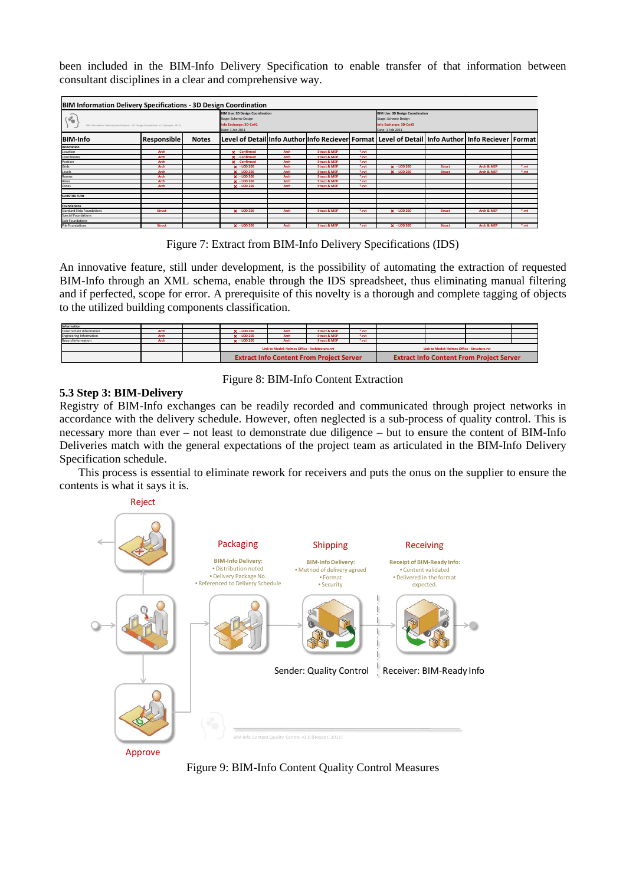been included in the BIM-Info Delivery Specification to enable transfer of that information between consultant disciplines in a clear and comprehensive way.

| BIM-Info | Responsible | Notes | Level of Detail | Info Author | Info Reciever | Format | Level of Detail | Info Author | Info Reciever | Format |
|---|---|---|---|---|---|---|---|---|---|---|
| Annotation | | | | | | | | | | |
| Location | Arch | | x - Confirmed | Arch | Struct & MEP | *.rvt | | | | |
| Coordinates | Arch | | x - Confirmed | Arch | Struct & MEP | *.rvt | | | | |
| Position | Arch | | x - Confirmed | Arch | Struct & MEP | *.rvt | | | | |
| Grids | Arch | | x - LOD 200 | Arch | Struct & MEP | *.rvt | x - LOD 200 | Struct | Arch & MEP | *.rvt |
| Levels | Arch | | x - LOD 200 | Arch | Struct & MEP | *.rvt | x - LOD 200 | Struct | Arch & MEP | *.rvt |
| Rooms | Arch | | x - LOD 200 | Arch | Struct & MEP | *.rvt | | | | |
| Areas | Arch | | x - LOD 200 | Arch | Struct & MEP | *.rvt | | | | |
| Zones | Arch | | x - LOD 200 | Arch | Struct & MEP | *.rvt | | | | |
| SUBSTRUTURE | | | | | | | | | | |
| Foundations | | | | | | | | | | |
| Standard Strip Foundations | Struct | | x - LOD 200 | Arch | Struct & MEP | *.rvt | x - LOD 200 | Struct | Arch & MEP | *.rvt |
| Special Foundations | | | | | | | | | | |
| Slab Foundations | | | | | | | | | | |
| Pile Foundations | Struct | | x - LOD 200 | Arch | Struct & MEP | *.rvt | x - LOD 200 | Struct | Arch & MEP | *.rvt |

Figure 7: Extract from BIM-Info Delivery Specifications (IDS)

An innovative feature, still under development, is the possibility of automating the extraction of requested BIM-Info through an XML schema, enable through the IDS spreadsheet, thus eliminating manual filtering and if perfected, scope for error. A prerequisite of this novelty is a thorough and complete tagging of objects to the utilized building components classification.

| Information | | | | | | | | | | |
|---|---|---|---|---|---|---|---|---|---|---|
| Construction Information | Arch | | x - LOD 200 | Arch | Struct & MEP | *.rvt | | | | |
| Engineering Information | Arch | | x - LOD 200 | Arch | Struct & MEP | *.rvt | | | | |
| Record Information | Arch | | x - LOD 200 | Arch | Struct & MEP | *.rvt | | | | |
| | | | Link to Model: Holmes Office - Architecture.rvt | | | | Link to Model: Holmes Office - Structure.rvt | | | |
| | | | Extract Info Content From Project Server | | | | Extract Info Content From Project Server | | | |

Figure 8: BIM-Info Content Extraction

### 5.3 Step 3: BIM-Delivery

Registry of BIM-Info exchanges can be readily recorded and communicated through project networks in accordance with the delivery schedule. However, often neglected is a sub-process of quality control. This is necessary more than ever – not least to demonstrate due diligence – but to ensure the content of BIM-Info Deliveries match with the general expectations of the project team as articulated in the BIM-Info Delivery Specification schedule.

This process is essential to eliminate rework for receivers and puts the onus on the supplier to ensure the contents is what it says it is.

Figure 9: BIM-Info Content Quality Control Measures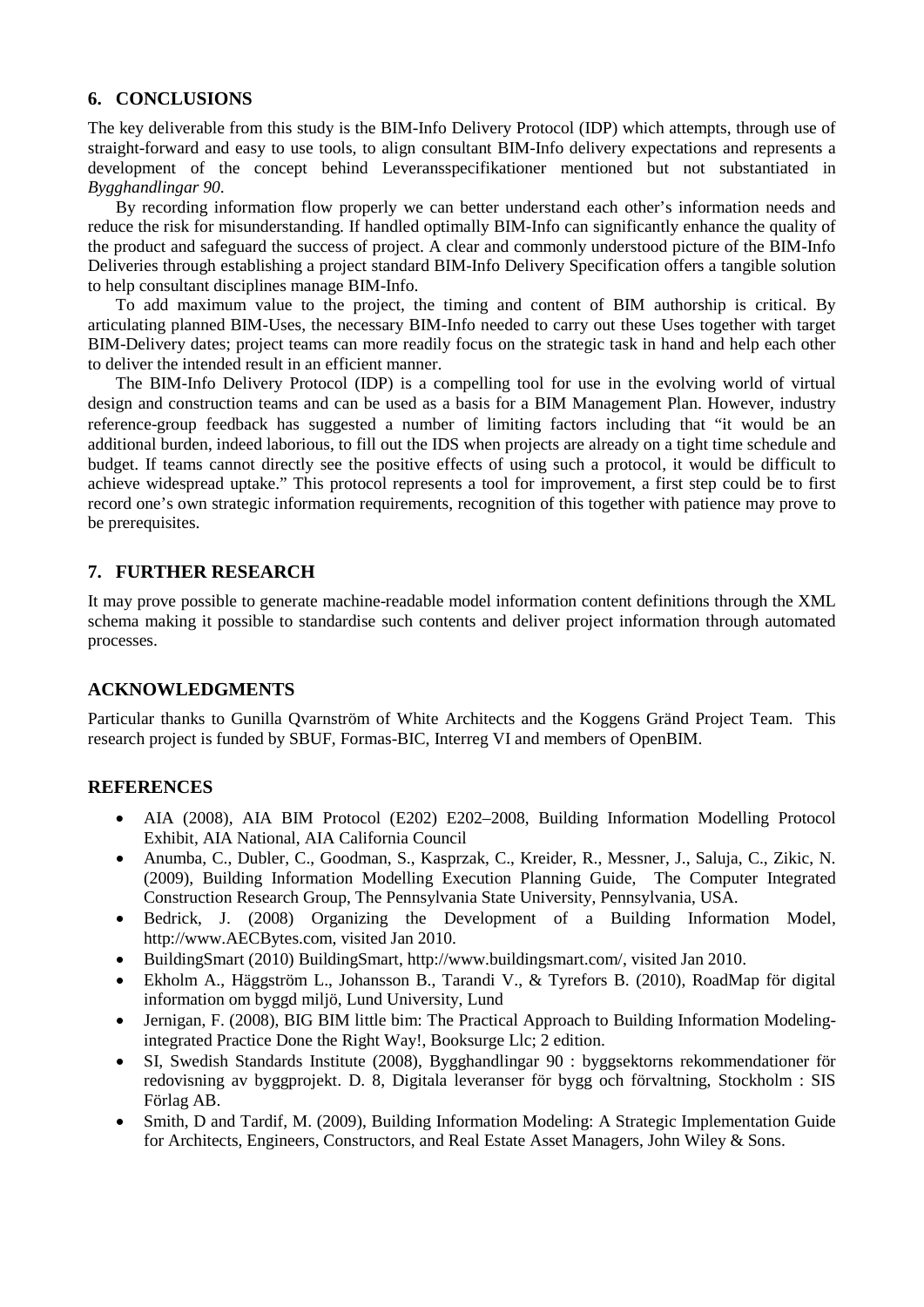## 6. CONCLUSIONS

The key deliverable from this study is the BIM-Info Delivery Protocol (IDP) which attempts, through use of straight-forward and easy to use tools, to align consultant BIM-Info delivery expectations and represents a development of the concept behind Leveransspecifikationer mentioned but not substantiated in *Bygghandlingar 90*.

By recording information flow properly we can better understand each other's information needs and reduce the risk for misunderstanding. If handled optimally BIM-Info can significantly enhance the quality of the product and safeguard the success of project. A clear and commonly understood picture of the BIM-Info Deliveries through establishing a project standard BIM-Info Delivery Specification offers a tangible solution to help consultant disciplines manage BIM-Info.

To add maximum value to the project, the timing and content of BIM authorship is critical. By articulating planned BIM-Uses, the necessary BIM-Info needed to carry out these Uses together with target BIM-Delivery dates; project teams can more readily focus on the strategic task in hand and help each other to deliver the intended result in an efficient manner.

The BIM-Info Delivery Protocol (IDP) is a compelling tool for use in the evolving world of virtual design and construction teams and can be used as a basis for a BIM Management Plan. However, industry reference-group feedback has suggested a number of limiting factors including that "it would be an additional burden, indeed laborious, to fill out the IDS when projects are already on a tight time schedule and budget. If teams cannot directly see the positive effects of using such a protocol, it would be difficult to achieve widespread uptake." This protocol represents a tool for improvement, a first step could be to first record one's own strategic information requirements, recognition of this together with patience may prove to be prerequisites.

## 7. FURTHER RESEARCH

It may prove possible to generate machine-readable model information content definitions through the XML schema making it possible to standardise such contents and deliver project information through automated processes.

## ACKNOWLEDGMENTS

Particular thanks to Gunilla Qvarnström of White Architects and the Koggens Gränd Project Team. This research project is funded by SBUF, Formas-BIC, Interreg VI and members of OpenBIM.

## REFERENCES

- AIA (2008), AIA BIM Protocol (E202) E202–2008, Building Information Modelling Protocol Exhibit, AIA National, AIA California Council
- Anumba, C., Dubler, C., Goodman, S., Kasprzak, C., Kreider, R., Messner, J., Saluja, C., Zikic, N. (2009), Building Information Modelling Execution Planning Guide, The Computer Integrated Construction Research Group, The Pennsylvania State University, Pennsylvania, USA.
- Bedrick, J. (2008) Organizing the Development of a Building Information Model, http://www.AECBytes.com, visited Jan 2010.
- BuildingSmart (2010) BuildingSmart, http://www.buildingsmart.com/, visited Jan 2010.
- Ekholm A., Häggström L., Johansson B., Tarandi V., & Tyrefors B. (2010), RoadMap för digital information om byggd miljö, Lund University, Lund
- Jernigan, F. (2008), BIG BIM little bim: The Practical Approach to Building Information Modeling-integrated Practice Done the Right Way!, Booksurge Llc; 2 edition.
- SI, Swedish Standards Institute (2008), Bygghandlingar 90 : byggsektorns rekommendationer för redovisning av byggprojekt. D. 8, Digitala leveranser för bygg och förvaltning, Stockholm : SIS Förlag AB.
- Smith, D and Tardif, M. (2009), Building Information Modeling: A Strategic Implementation Guide for Architects, Engineers, Constructors, and Real Estate Asset Managers, John Wiley & Sons.